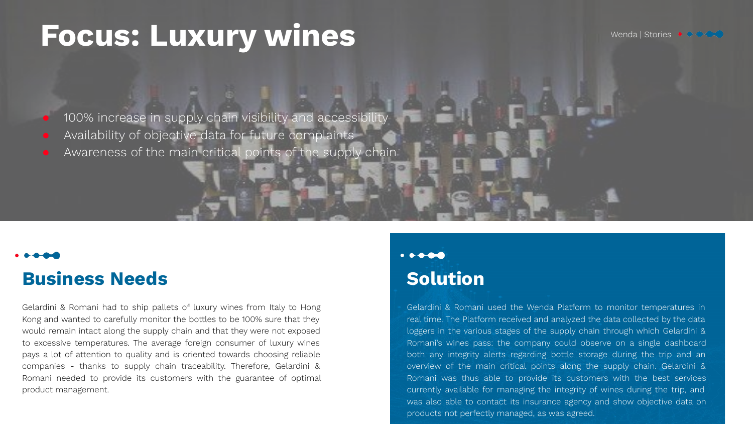# Focus: Luxury wines

- 100% increase in supply chain visibility and accessibility
- Availability of objective data for future complaints
- Awareness of the main critical points of the supply chain

## Business Needs

Gelardini & Romani had to ship pallets of luxury wines from Italy to Hong Kong and wanted to carefully monitor the bottles to be 100% sure that they would remain intact along the supply chain and that they were not exposed to excessive temperatures. The average foreign consumer of luxury wines pays a lot of attention to quality and is oriented towards choosing reliable companies - thanks to supply chain traceability. Therefore, Gelardini & Romani needed to provide its customers with the guarantee of optimal product management.

## Solution

Gelardini & Romani used the Wenda Platform to monitor temperatures in real time. The Platform received and analyzed the data collected by the data loggers in the various stages of the supply chain through which Gelardini & Romani's wines pass: the company could observe on a single dashboard both any integrity alerts regarding bottle storage during the trip and an overview of the main critical points along the supply chain. Gelardini & Romani was thus able to provide its customers with the best services currently available for managing the integrity of wines during the trip, and was also able to contact its insurance agency and show objective data on products not perfectly managed, as was agreed.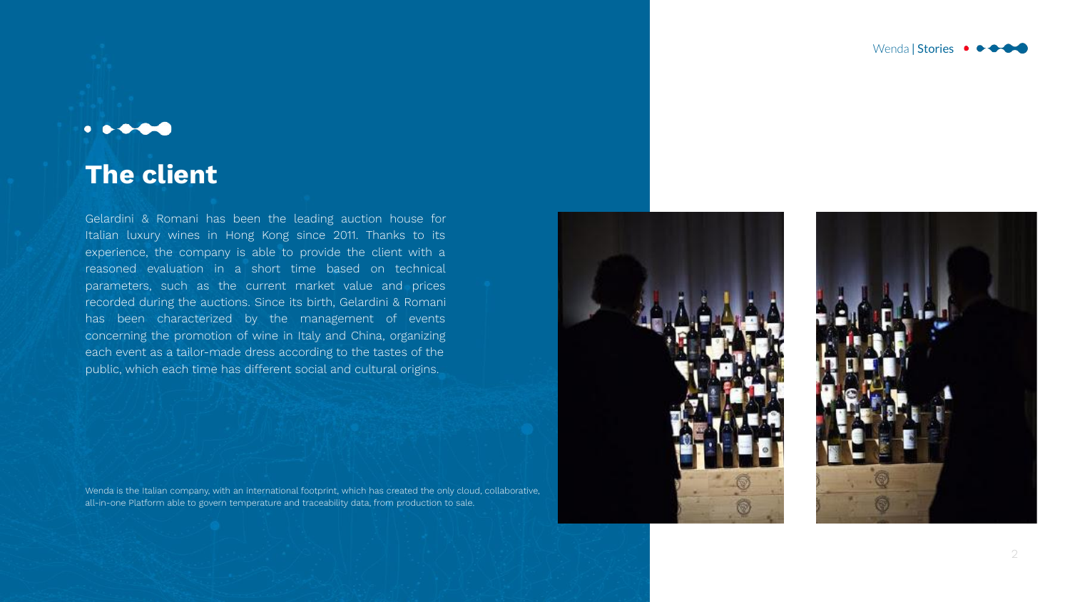## The client

Gelardini & Romani has been the leading auction house for Italian luxury wines in Hong Kong since 2011. Thanks to its experience, the company is able to provide the client with a reasoned evaluation in a short time based on technical parameters, such as the current market value and prices recorded during the auctions. Since its birth, Gelardini & Romani has been characterized by the management of events concerning the promotion of wine in Italy and China, organizing each event as a tailor-made dress according to the tastes of the public, which each time has different social and cultural origins.

Wenda is the Italian company, with an international footprint, which has created the only cloud, collaborative, all-in-one Platform able to govern temperature and traceability data, from production to sale.